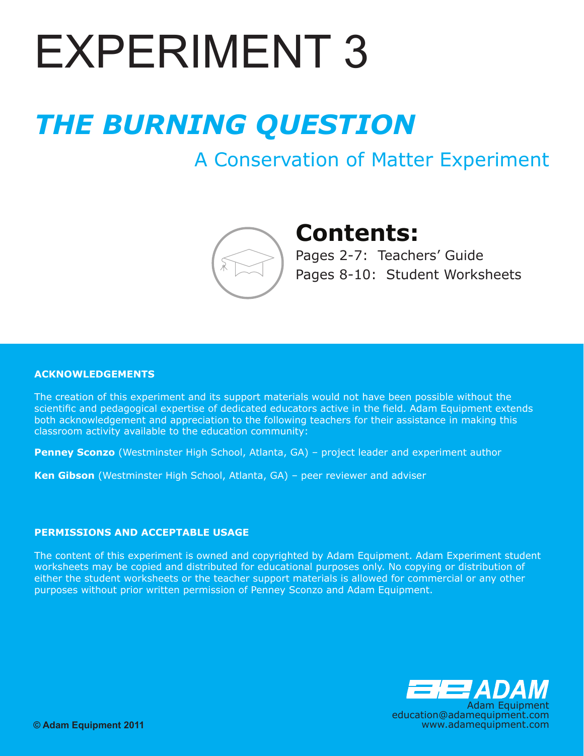# EXPERIMENT 3

## *THE BURNING QUESTION*

### A Conservation of Matter Experiment

## Contents:

Pages 2-7: Teachers' Guide

Pages 8-10: Student Worksheets

**ACKNOWLEDGEMENTS**

The creation of this experiment and its support materials would not have been possible without the scientific and pedagogical expertise of dedicated educators active in the field. Adam Equipment extends both acknowledgement and appreciation to the following teachers for their assistance in making this classroom activity available to the education community:

**Penney Sconzo** (Westminster High School, Atlanta, GA) – project leader and experiment author

**Ken Gibson** (Westminster High School, Atlanta, GA) – peer reviewer and adviser

**PERMISSIONS AND ACCEPTABLE USAGE**

The content of this experiment is owned and copyrighted by Adam Equipment. Adam Experiment student worksheets may be copied and distributed for educational purposes only. No copying or distribution of either the student worksheets or the teacher support materials is allowed for commercial or any other purposes without prior written permission of Penney Sconzo and Adam Equipment.

ADAM
Adam Equipment
education@adamequipment.com
www.adamequipment.com

**© Adam Equipment 2011**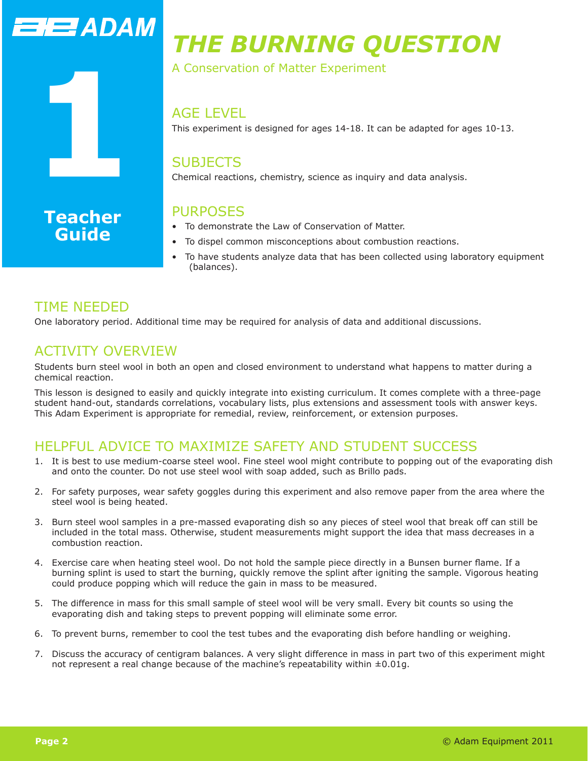# THE BURNING QUESTION

A Conservation of Matter Experiment

**1**

**Teacher Guide**

## AGE LEVEL

This experiment is designed for ages 14-18. It can be adapted for ages 10-13.

## SUBJECTS

Chemical reactions, chemistry, science as inquiry and data analysis.

## PURPOSES

- To demonstrate the Law of Conservation of Matter.
- To dispel common misconceptions about combustion reactions.
- To have students analyze data that has been collected using laboratory equipment (balances).

## TIME NEEDED

One laboratory period. Additional time may be required for analysis of data and additional discussions.

## ACTIVITY OVERVIEW

Students burn steel wool in both an open and closed environment to understand what happens to matter during a chemical reaction.

This lesson is designed to easily and quickly integrate into existing curriculum. It comes complete with a three-page student hand-out, standards correlations, vocabulary lists, plus extensions and assessment tools with answer keys. This Adam Experiment is appropriate for remedial, review, reinforcement, or extension purposes.

## HELPFUL ADVICE TO MAXIMIZE SAFETY AND STUDENT SUCCESS

1. It is best to use medium-coarse steel wool. Fine steel wool might contribute to popping out of the evaporating dish and onto the counter. Do not use steel wool with soap added, such as Brillo pads.
2. For safety purposes, wear safety goggles during this experiment and also remove paper from the area where the steel wool is being heated.
3. Burn steel wool samples in a pre-massed evaporating dish so any pieces of steel wool that break off can still be included in the total mass. Otherwise, student measurements might support the idea that mass decreases in a combustion reaction.
4. Exercise care when heating steel wool. Do not hold the sample piece directly in a Bunsen burner flame. If a burning splint is used to start the burning, quickly remove the splint after igniting the sample. Vigorous heating could produce popping which will reduce the gain in mass to be measured.
5. The difference in mass for this small sample of steel wool will be very small. Every bit counts so using the evaporating dish and taking steps to prevent popping will eliminate some error.
6. To prevent burns, remember to cool the test tubes and the evaporating dish before handling or weighing.
7. Discuss the accuracy of centigram balances. A very slight difference in mass in part two of this experiment might not represent a real change because of the machine's repeatability within ±0.01g.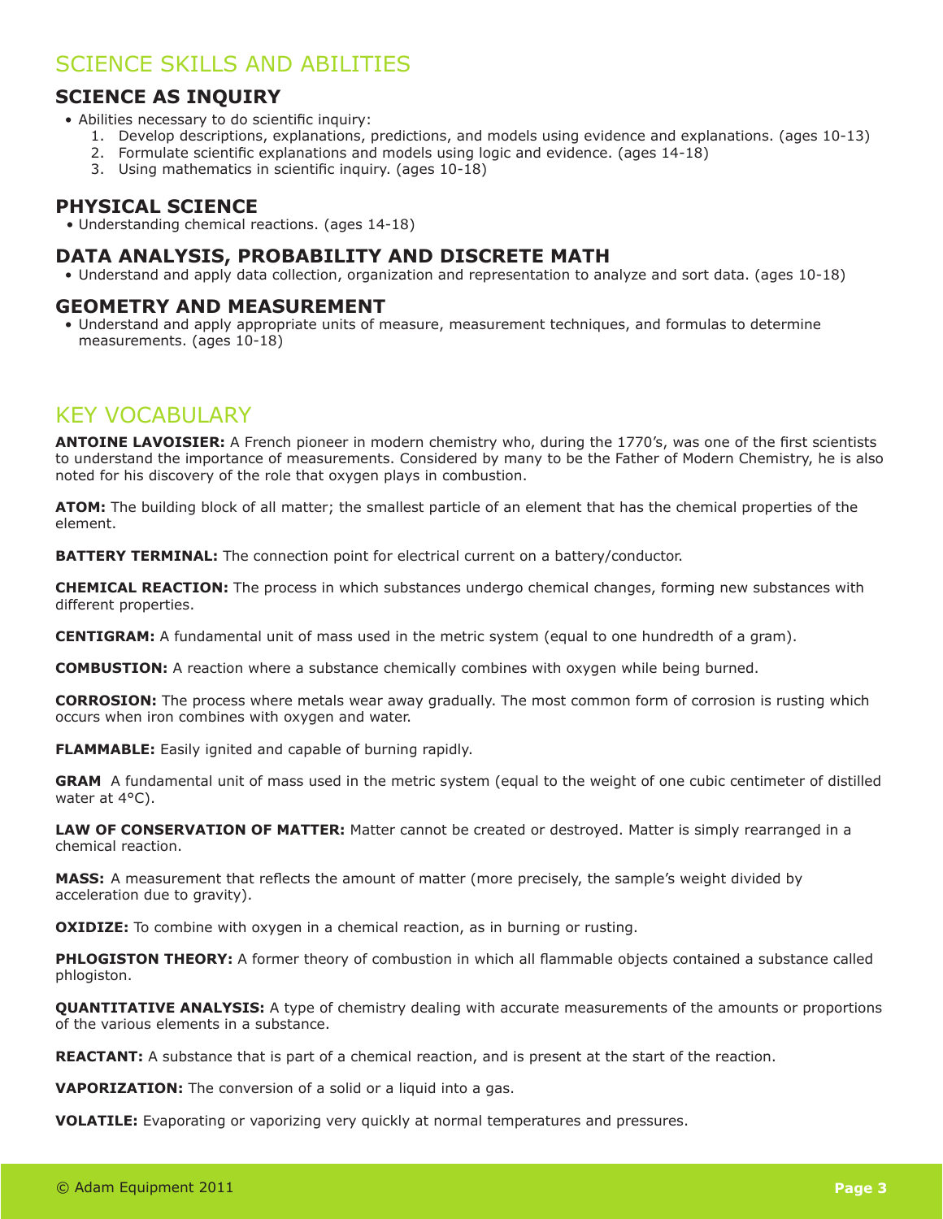# SCIENCE SKILLS AND ABILITIES

## SCIENCE AS INQUIRY

- Abilities necessary to do scientific inquiry:
  1. Develop descriptions, explanations, predictions, and models using evidence and explanations. (ages 10-13)
  2. Formulate scientific explanations and models using logic and evidence. (ages 14-18)
  3. Using mathematics in scientific inquiry. (ages 10-18)

## PHYSICAL SCIENCE

- Understanding chemical reactions. (ages 14-18)

## DATA ANALYSIS, PROBABILITY AND DISCRETE MATH

- Understand and apply data collection, organization and representation to analyze and sort data. (ages 10-18)

## GEOMETRY AND MEASUREMENT

- Understand and apply appropriate units of measure, measurement techniques, and formulas to determine measurements. (ages 10-18)

# KEY VOCABULARY

**ANTOINE LAVOISIER:** A French pioneer in modern chemistry who, during the 1770's, was one of the first scientists to understand the importance of measurements. Considered by many to be the Father of Modern Chemistry, he is also noted for his discovery of the role that oxygen plays in combustion.

**ATOM:** The building block of all matter; the smallest particle of an element that has the chemical properties of the element.

**BATTERY TERMINAL:** The connection point for electrical current on a battery/conductor.

**CHEMICAL REACTION:** The process in which substances undergo chemical changes, forming new substances with different properties.

**CENTIGRAM:** A fundamental unit of mass used in the metric system (equal to one hundredth of a gram).

**COMBUSTION:** A reaction where a substance chemically combines with oxygen while being burned.

**CORROSION:** The process where metals wear away gradually. The most common form of corrosion is rusting which occurs when iron combines with oxygen and water.

**FLAMMABLE:** Easily ignited and capable of burning rapidly.

**GRAM** A fundamental unit of mass used in the metric system (equal to the weight of one cubic centimeter of distilled water at 4°C).

**LAW OF CONSERVATION OF MATTER:** Matter cannot be created or destroyed. Matter is simply rearranged in a chemical reaction.

**MASS:** A measurement that reflects the amount of matter (more precisely, the sample's weight divided by acceleration due to gravity).

**OXIDIZE:** To combine with oxygen in a chemical reaction, as in burning or rusting.

**PHLOGISTON THEORY:** A former theory of combustion in which all flammable objects contained a substance called phlogiston.

**QUANTITATIVE ANALYSIS:** A type of chemistry dealing with accurate measurements of the amounts or proportions of the various elements in a substance.

**REACTANT:** A substance that is part of a chemical reaction, and is present at the start of the reaction.

**VAPORIZATION:** The conversion of a solid or a liquid into a gas.

**VOLATILE:** Evaporating or vaporizing very quickly at normal temperatures and pressures.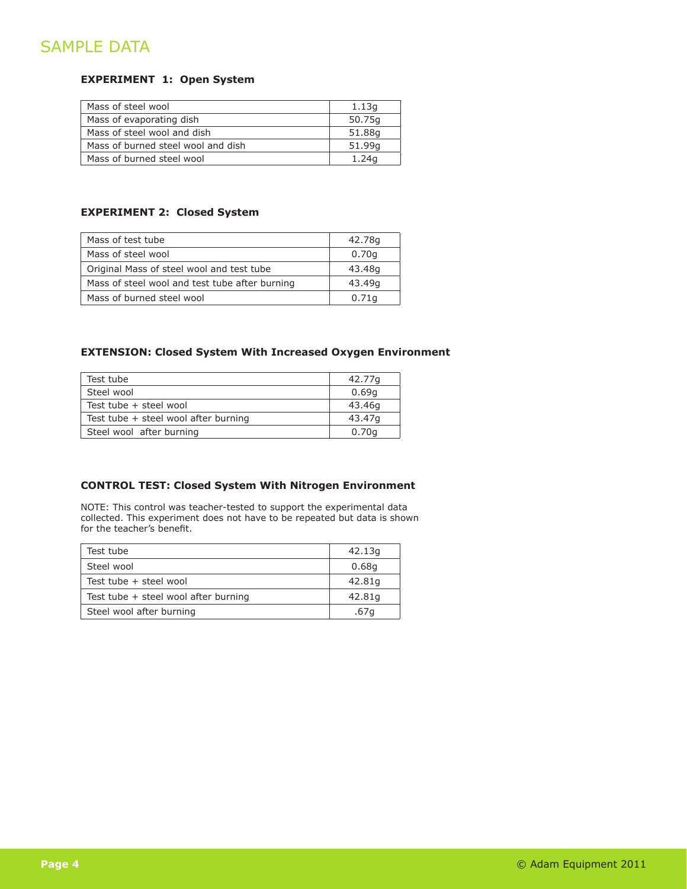# SAMPLE DATA

### EXPERIMENT 1: Open System

| Mass of steel wool | 1.13g |
|---|---|
| Mass of evaporating dish | 50.75g |
| Mass of steel wool and dish | 51.88g |
| Mass of burned steel wool and dish | 51.99g |
| Mass of burned steel wool | 1.24g |

### EXPERIMENT 2: Closed System

| Mass of test tube | 42.78g |
|---|---|
| Mass of steel wool | 0.70g |
| Original Mass of steel wool and test tube | 43.48g |
| Mass of steel wool and test tube after burning | 43.49g |
| Mass of burned steel wool | 0.71g |

### EXTENSION: Closed System With Increased Oxygen Environment

| Test tube | 42.77g |
|---|---|
| Steel wool | 0.69g |
| Test tube + steel wool | 43.46g |
| Test tube + steel wool after burning | 43.47g |
| Steel wool after burning | 0.70g |

### CONTROL TEST: Closed System With Nitrogen Environment

NOTE: This control was teacher-tested to support the experimental data collected. This experiment does not have to be repeated but data is shown for the teacher's benefit.

| Test tube | 42.13g |
|---|---|
| Steel wool | 0.68g |
| Test tube + steel wool | 42.81g |
| Test tube + steel wool after burning | 42.81g |
| Steel wool after burning | .67g |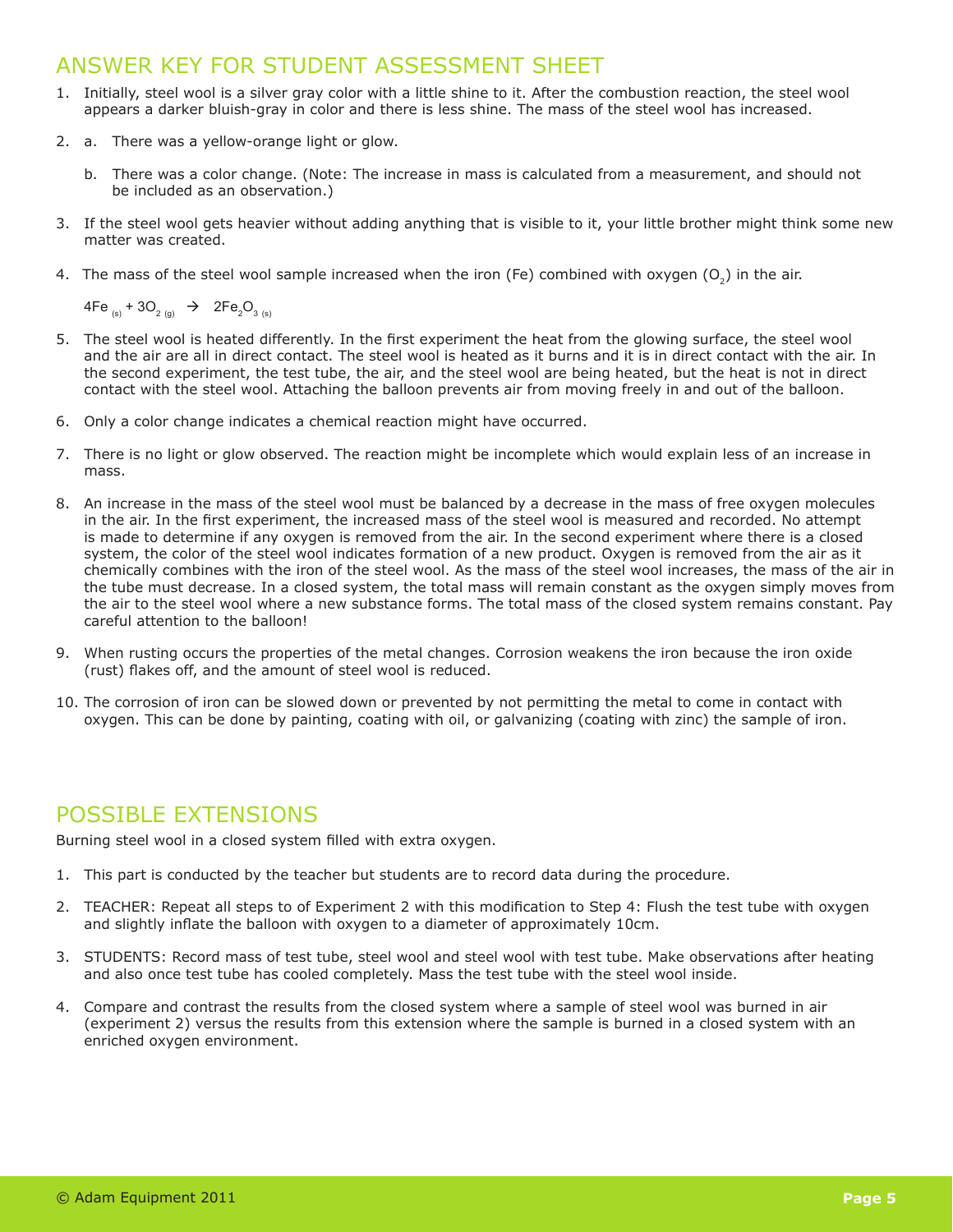## ANSWER KEY FOR STUDENT ASSESSMENT SHEET

1. Initially, steel wool is a silver gray color with a little shine to it. After the combustion reaction, the steel wool appears a darker bluish-gray in color and there is less shine. The mass of the steel wool has increased.

2. a. There was a yellow-orange light or glow.

   b. There was a color change. (Note: The increase in mass is calculated from a measurement, and should not be included as an observation.)

3. If the steel wool gets heavier without adding anything that is visible to it, your little brother might think some new matter was created.

4. The mass of the steel wool sample increased when the iron (Fe) combined with oxygen ($O_2$) in the air.

   $4Fe_{(s)} + 3O_{2\,(g)} \rightarrow 2Fe_2O_{3\,(s)}$

5. The steel wool is heated differently. In the first experiment the heat from the glowing surface, the steel wool and the air are all in direct contact. The steel wool is heated as it burns and it is in direct contact with the air. In the second experiment, the test tube, the air, and the steel wool are being heated, but the heat is not in direct contact with the steel wool. Attaching the balloon prevents air from moving freely in and out of the balloon.

6. Only a color change indicates a chemical reaction might have occurred.

7. There is no light or glow observed. The reaction might be incomplete which would explain less of an increase in mass.

8. An increase in the mass of the steel wool must be balanced by a decrease in the mass of free oxygen molecules in the air. In the first experiment, the increased mass of the steel wool is measured and recorded. No attempt is made to determine if any oxygen is removed from the air. In the second experiment where there is a closed system, the color of the steel wool indicates formation of a new product. Oxygen is removed from the air as it chemically combines with the iron of the steel wool. As the mass of the steel wool increases, the mass of the air in the tube must decrease. In a closed system, the total mass will remain constant as the oxygen simply moves from the air to the steel wool where a new substance forms. The total mass of the closed system remains constant. Pay careful attention to the balloon!

9. When rusting occurs the properties of the metal changes. Corrosion weakens the iron because the iron oxide (rust) flakes off, and the amount of steel wool is reduced.

10. The corrosion of iron can be slowed down or prevented by not permitting the metal to come in contact with oxygen. This can be done by painting, coating with oil, or galvanizing (coating with zinc) the sample of iron.

## POSSIBLE EXTENSIONS

Burning steel wool in a closed system filled with extra oxygen.

1. This part is conducted by the teacher but students are to record data during the procedure.

2. TEACHER: Repeat all steps to of Experiment 2 with this modification to Step 4: Flush the test tube with oxygen and slightly inflate the balloon with oxygen to a diameter of approximately 10cm.

3. STUDENTS: Record mass of test tube, steel wool and steel wool with test tube. Make observations after heating and also once test tube has cooled completely. Mass the test tube with the steel wool inside.

4. Compare and contrast the results from the closed system where a sample of steel wool was burned in air (experiment 2) versus the results from this extension where the sample is burned in a closed system with an enriched oxygen environment.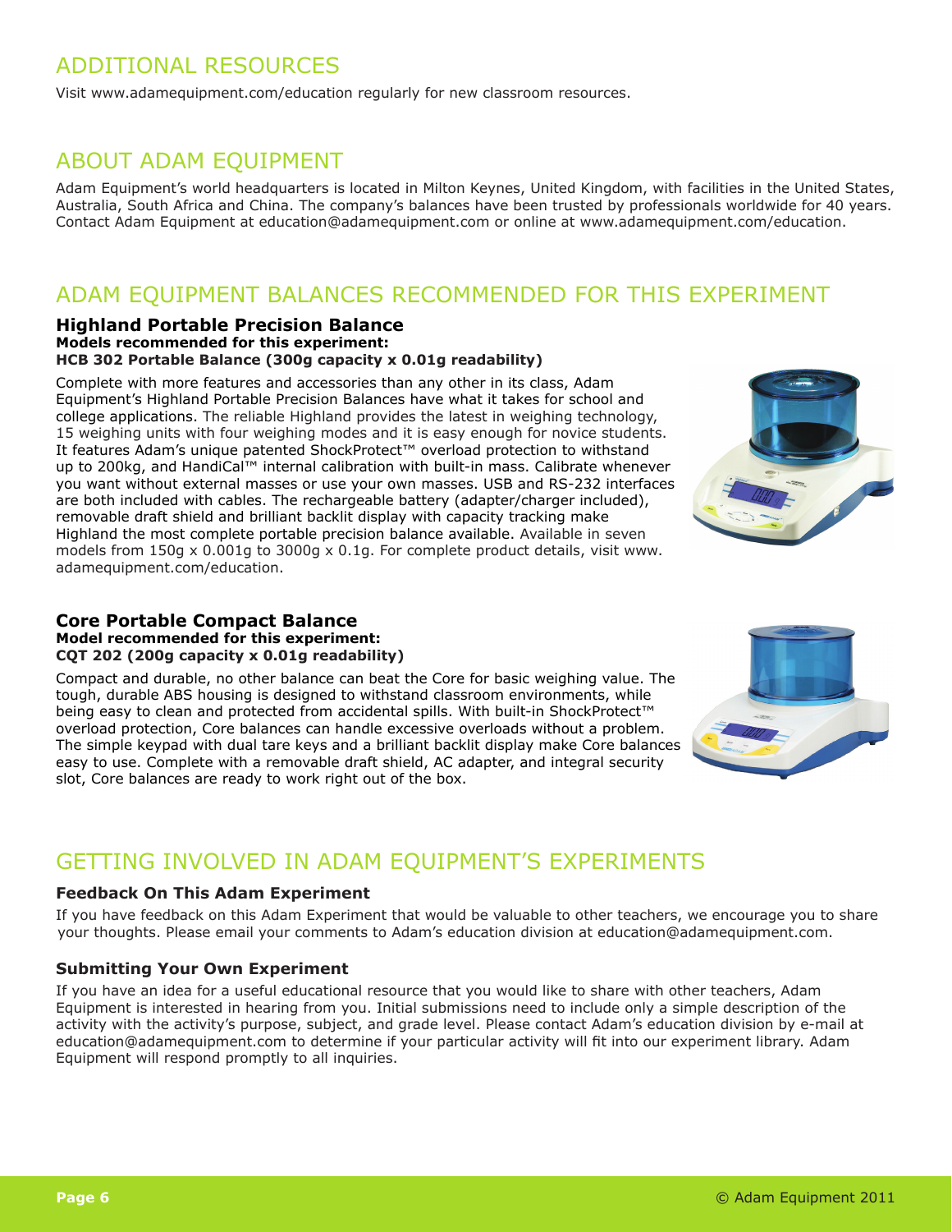## ADDITIONAL RESOURCES

Visit www.adamequipment.com/education regularly for new classroom resources.

## ABOUT ADAM EQUIPMENT

Adam Equipment's world headquarters is located in Milton Keynes, United Kingdom, with facilities in the United States, Australia, South Africa and China. The company's balances have been trusted by professionals worldwide for 40 years. Contact Adam Equipment at education@adamequipment.com or online at www.adamequipment.com/education.

## ADAM EQUIPMENT BALANCES RECOMMENDED FOR THIS EXPERIMENT

### Highland Portable Precision Balance

**Models recommended for this experiment:**
**HCB 302 Portable Balance (300g capacity x 0.01g readability)**

Complete with more features and accessories than any other in its class, Adam Equipment's Highland Portable Precision Balances have what it takes for school and college applications. The reliable Highland provides the latest in weighing technology, 15 weighing units with four weighing modes and it is easy enough for novice students. It features Adam's unique patented ShockProtect™ overload protection to withstand up to 200kg, and HandiCal™ internal calibration with built-in mass. Calibrate whenever you want without external masses or use your own masses. USB and RS-232 interfaces are both included with cables. The rechargeable battery (adapter/charger included), removable draft shield and brilliant backlit display with capacity tracking make Highland the most complete portable precision balance available. Available in seven models from 150g x 0.001g to 3000g x 0.1g. For complete product details, visit www.adamequipment.com/education.

### Core Portable Compact Balance

**Model recommended for this experiment:**
**CQT 202 (200g capacity x 0.01g readability)**

Compact and durable, no other balance can beat the Core for basic weighing value. The tough, durable ABS housing is designed to withstand classroom environments, while being easy to clean and protected from accidental spills. With built-in ShockProtect™ overload protection, Core balances can handle excessive overloads without a problem. The simple keypad with dual tare keys and a brilliant backlit display make Core balances easy to use. Complete with a removable draft shield, AC adapter, and integral security slot, Core balances are ready to work right out of the box.

## GETTING INVOLVED IN ADAM EQUIPMENT'S EXPERIMENTS

### Feedback On This Adam Experiment

If you have feedback on this Adam Experiment that would be valuable to other teachers, we encourage you to share your thoughts. Please email your comments to Adam's education division at education@adamequipment.com.

### Submitting Your Own Experiment

If you have an idea for a useful educational resource that you would like to share with other teachers, Adam Equipment is interested in hearing from you. Initial submissions need to include only a simple description of the activity with the activity's purpose, subject, and grade level. Please contact Adam's education division by e-mail at education@adamequipment.com to determine if your particular activity will fit into our experiment library. Adam Equipment will respond promptly to all inquiries.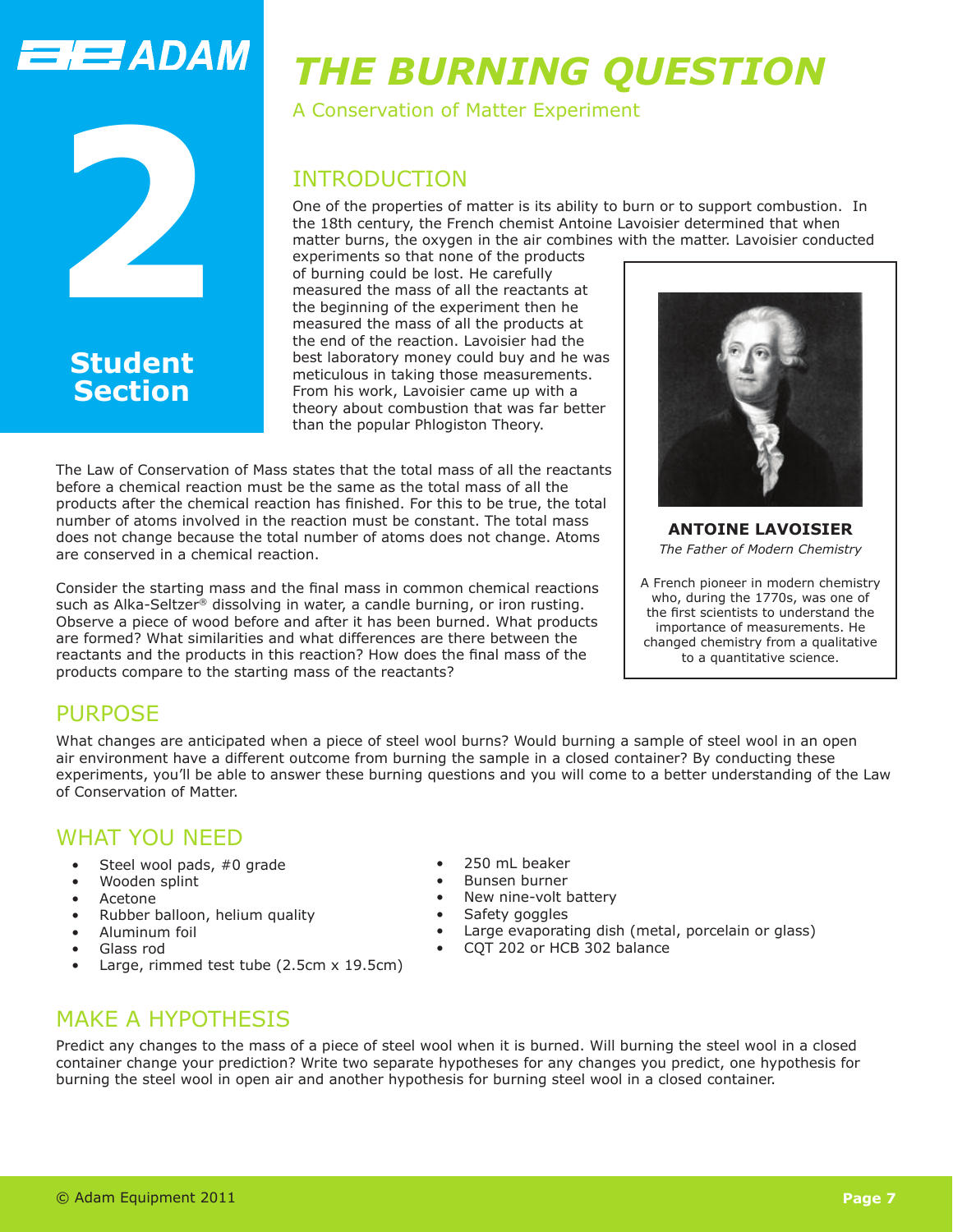# THE BURNING QUESTION

A Conservation of Matter Experiment

**2**

**Student Section**

## INTRODUCTION

One of the properties of matter is its ability to burn or to support combustion. In the 18th century, the French chemist Antoine Lavoisier determined that when matter burns, the oxygen in the air combines with the matter. Lavoisier conducted experiments so that none of the products of burning could be lost. He carefully measured the mass of all the reactants at the beginning of the experiment then he measured the mass of all the products at the end of the reaction. Lavoisier had the best laboratory money could buy and he was meticulous in taking those measurements. From his work, Lavoisier came up with a theory about combustion that was far better than the popular Phlogiston Theory.

**ANTOINE LAVOISIER**

*The Father of Modern Chemistry*

A French pioneer in modern chemistry who, during the 1770s, was one of the first scientists to understand the importance of measurements. He changed chemistry from a qualitative to a quantitative science.

The Law of Conservation of Mass states that the total mass of all the reactants before a chemical reaction must be the same as the total mass of all the products after the chemical reaction has finished. For this to be true, the total number of atoms involved in the reaction must be constant. The total mass does not change because the total number of atoms does not change. Atoms are conserved in a chemical reaction.

Consider the starting mass and the final mass in common chemical reactions such as Alka-Seltzer® dissolving in water, a candle burning, or iron rusting. Observe a piece of wood before and after it has been burned. What products are formed? What similarities and what differences are there between the reactants and the products in this reaction? How does the final mass of the products compare to the starting mass of the reactants?

## PURPOSE

What changes are anticipated when a piece of steel wool burns? Would burning a sample of steel wool in an open air environment have a different outcome from burning the sample in a closed container? By conducting these experiments, you'll be able to answer these burning questions and you will come to a better understanding of the Law of Conservation of Matter.

## WHAT YOU NEED

- Steel wool pads, #0 grade
- Wooden splint
- Acetone
- Rubber balloon, helium quality
- Aluminum foil
- Glass rod
- Large, rimmed test tube (2.5cm x 19.5cm)
- 250 mL beaker
- Bunsen burner
- New nine-volt battery
- Safety goggles
- Large evaporating dish (metal, porcelain or glass)
- CQT 202 or HCB 302 balance

## MAKE A HYPOTHESIS

Predict any changes to the mass of a piece of steel wool when it is burned. Will burning the steel wool in a closed container change your prediction? Write two separate hypotheses for any changes you predict, one hypothesis for burning the steel wool in open air and another hypothesis for burning steel wool in a closed container.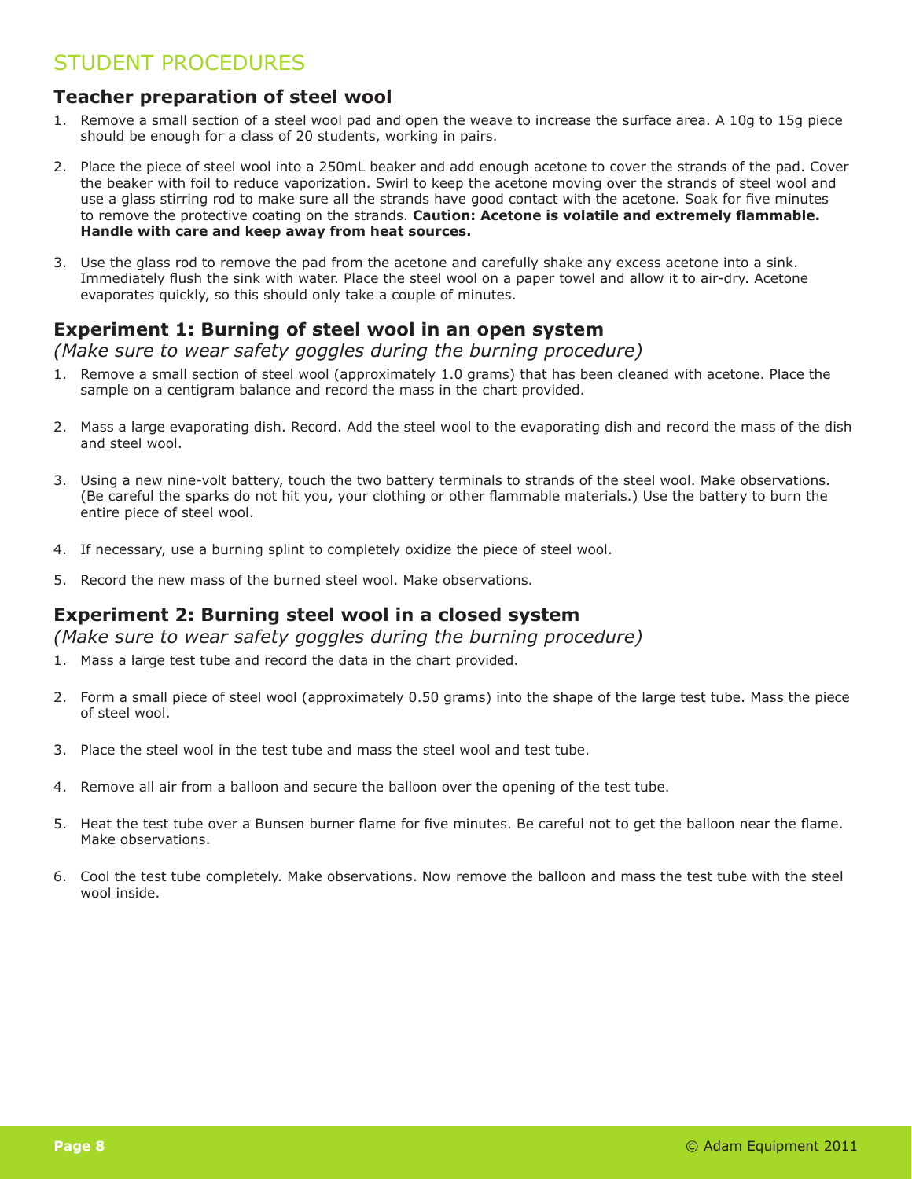# STUDENT PROCEDURES

## Teacher preparation of steel wool

1. Remove a small section of a steel wool pad and open the weave to increase the surface area. A 10g to 15g piece should be enough for a class of 20 students, working in pairs.

2. Place the piece of steel wool into a 250mL beaker and add enough acetone to cover the strands of the pad. Cover the beaker with foil to reduce vaporization. Swirl to keep the acetone moving over the strands of steel wool and use a glass stirring rod to make sure all the strands have good contact with the acetone. Soak for five minutes to remove the protective coating on the strands. **Caution: Acetone is volatile and extremely flammable. Handle with care and keep away from heat sources.**

3. Use the glass rod to remove the pad from the acetone and carefully shake any excess acetone into a sink. Immediately flush the sink with water. Place the steel wool on a paper towel and allow it to air-dry. Acetone evaporates quickly, so this should only take a couple of minutes.

## Experiment 1: Burning of steel wool in an open system

*(Make sure to wear safety goggles during the burning procedure)*

1. Remove a small section of steel wool (approximately 1.0 grams) that has been cleaned with acetone. Place the sample on a centigram balance and record the mass in the chart provided.

2. Mass a large evaporating dish. Record. Add the steel wool to the evaporating dish and record the mass of the dish and steel wool.

3. Using a new nine-volt battery, touch the two battery terminals to strands of the steel wool. Make observations. (Be careful the sparks do not hit you, your clothing or other flammable materials.) Use the battery to burn the entire piece of steel wool.

4. If necessary, use a burning splint to completely oxidize the piece of steel wool.

5. Record the new mass of the burned steel wool. Make observations.

## Experiment 2: Burning steel wool in a closed system

*(Make sure to wear safety goggles during the burning procedure)*

1. Mass a large test tube and record the data in the chart provided.

2. Form a small piece of steel wool (approximately 0.50 grams) into the shape of the large test tube. Mass the piece of steel wool.

3. Place the steel wool in the test tube and mass the steel wool and test tube.

4. Remove all air from a balloon and secure the balloon over the opening of the test tube.

5. Heat the test tube over a Bunsen burner flame for five minutes. Be careful not to get the balloon near the flame. Make observations.

6. Cool the test tube completely. Make observations. Now remove the balloon and mass the test tube with the steel wool inside.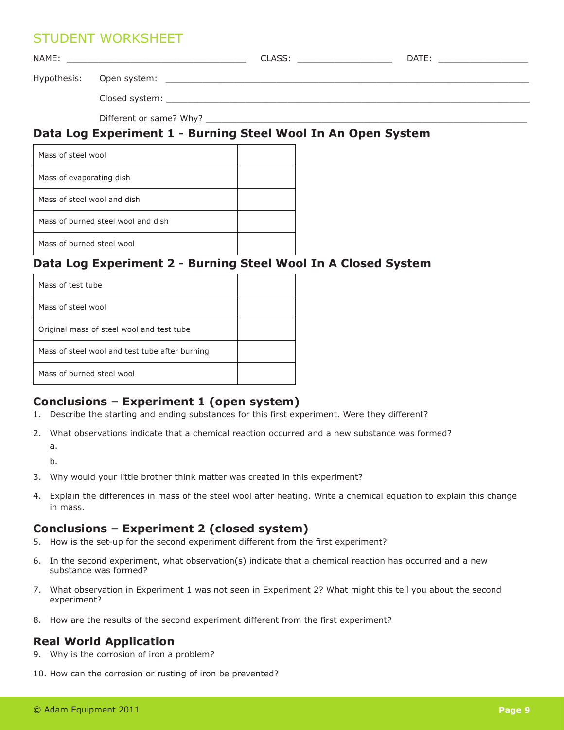## STUDENT WORKSHEET

NAME: ________________________________ CLASS: _________________ DATE: ________________

Hypothesis: Open system: ____________________________________________________________________

Closed system: ____________________________________________________________________

Different or same? Why? ____________________________________________________________

### Data Log Experiment 1 - Burning Steel Wool In An Open System

| | |
|---|---|
| Mass of steel wool | |
| Mass of evaporating dish | |
| Mass of steel wool and dish | |
| Mass of burned steel wool and dish | |
| Mass of burned steel wool | |

### Data Log Experiment 2 - Burning Steel Wool In A Closed System

| | |
|---|---|
| Mass of test tube | |
| Mass of steel wool | |
| Original mass of steel wool and test tube | |
| Mass of steel wool and test tube after burning | |
| Mass of burned steel wool | |

### Conclusions – Experiment 1 (open system)

1. Describe the starting and ending substances for this first experiment. Were they different?
2. What observations indicate that a chemical reaction occurred and a new substance was formed?
   a.
   b.
3. Why would your little brother think matter was created in this experiment?
4. Explain the differences in mass of the steel wool after heating. Write a chemical equation to explain this change in mass.

### Conclusions – Experiment 2 (closed system)

5. How is the set-up for the second experiment different from the first experiment?
6. In the second experiment, what observation(s) indicate that a chemical reaction has occurred and a new substance was formed?
7. What observation in Experiment 1 was not seen in Experiment 2? What might this tell you about the second experiment?
8. How are the results of the second experiment different from the first experiment?

### Real World Application

9. Why is the corrosion of iron a problem?
10. How can the corrosion or rusting of iron be prevented?

© Adam Equipment 2011